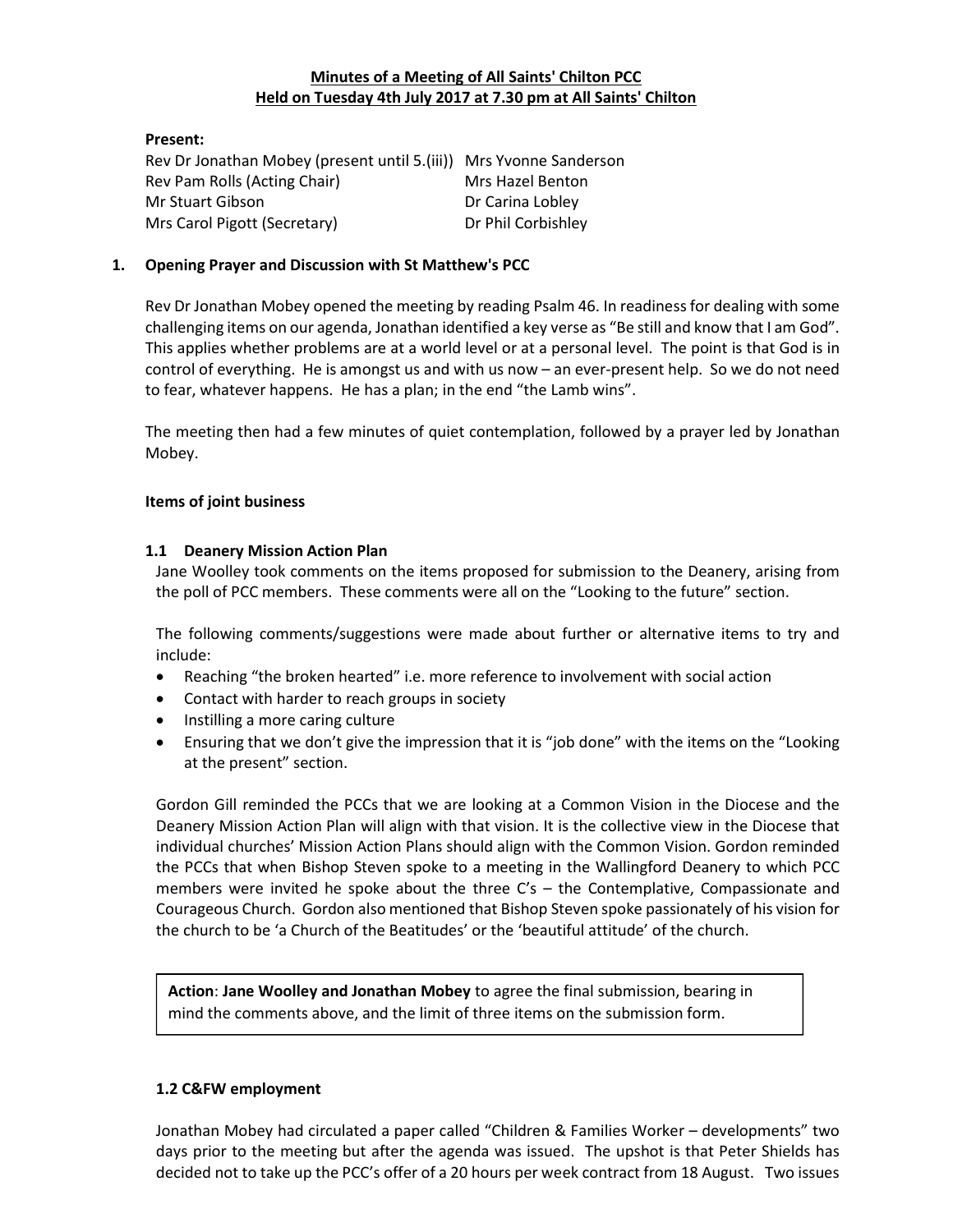**Minutes of a Meeting of All Saints' Chilton PCC**
**Held on Tuesday 4th July 2017 at 7.30 pm at All Saints' Chilton**

**Present:**

| | |
|---|---|
| Rev Dr Jonathan Mobey (present until 5.(iii)) | Mrs Yvonne Sanderson |
| Rev Pam Rolls (Acting Chair) | Mrs Hazel Benton |
| Mr Stuart Gibson | Dr Carina Lobley |
| Mrs Carol Pigott (Secretary) | Dr Phil Corbishley |

## 1. Opening Prayer and Discussion with St Matthew's PCC

Rev Dr Jonathan Mobey opened the meeting by reading Psalm 46. In readiness for dealing with some challenging items on our agenda, Jonathan identified a key verse as "Be still and know that I am God". This applies whether problems are at a world level or at a personal level. The point is that God is in control of everything. He is amongst us and with us now – an ever-present help. So we do not need to fear, whatever happens. He has a plan; in the end "the Lamb wins".

The meeting then had a few minutes of quiet contemplation, followed by a prayer led by Jonathan Mobey.

**Items of joint business**

### 1.1 Deanery Mission Action Plan

Jane Woolley took comments on the items proposed for submission to the Deanery, arising from the poll of PCC members. These comments were all on the "Looking to the future" section.

The following comments/suggestions were made about further or alternative items to try and include:

- Reaching "the broken hearted" i.e. more reference to involvement with social action
- Contact with harder to reach groups in society
- Instilling a more caring culture
- Ensuring that we don't give the impression that it is "job done" with the items on the "Looking at the present" section.

Gordon Gill reminded the PCCs that we are looking at a Common Vision in the Diocese and the Deanery Mission Action Plan will align with that vision. It is the collective view in the Diocese that individual churches' Mission Action Plans should align with the Common Vision. Gordon reminded the PCCs that when Bishop Steven spoke to a meeting in the Wallingford Deanery to which PCC members were invited he spoke about the three C's – the Contemplative, Compassionate and Courageous Church. Gordon also mentioned that Bishop Steven spoke passionately of his vision for the church to be 'a Church of the Beatitudes' or the 'beautiful attitude' of the church.

> **Action**: **Jane Woolley and Jonathan Mobey** to agree the final submission, bearing in mind the comments above, and the limit of three items on the submission form.

### 1.2 C&FW employment

Jonathan Mobey had circulated a paper called "Children & Families Worker – developments" two days prior to the meeting but after the agenda was issued. The upshot is that Peter Shields has decided not to take up the PCC's offer of a 20 hours per week contract from 18 August. Two issues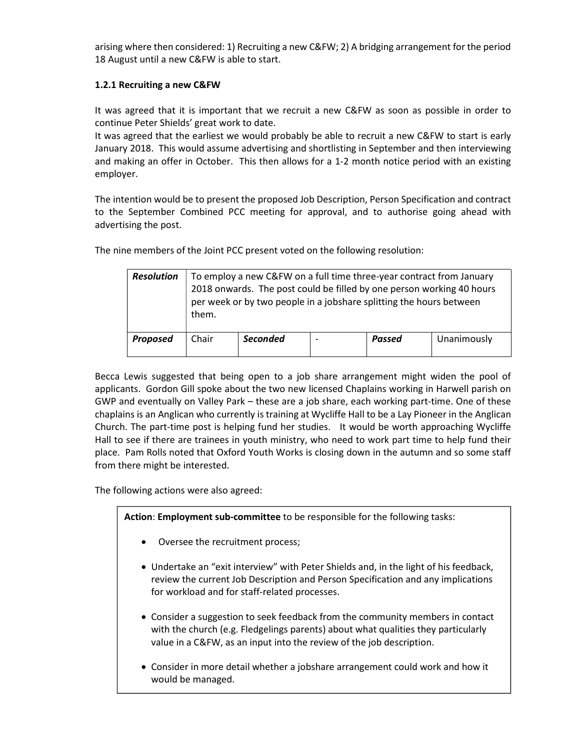arising where then considered: 1) Recruiting a new C&FW; 2) A bridging arrangement for the period 18 August until a new C&FW is able to start.

### 1.2.1 Recruiting a new C&FW

It was agreed that it is important that we recruit a new C&FW as soon as possible in order to continue Peter Shields' great work to date.
It was agreed that the earliest we would probably be able to recruit a new C&FW to start is early January 2018. This would assume advertising and shortlisting in September and then interviewing and making an offer in October. This then allows for a 1-2 month notice period with an existing employer.

The intention would be to present the proposed Job Description, Person Specification and contract to the September Combined PCC meeting for approval, and to authorise going ahead with advertising the post.

The nine members of the Joint PCC present voted on the following resolution:

| ***Resolution*** | To employ a new C&FW on a full time three-year contract from January 2018 onwards. The post could be filled by one person working 40 hours per week or by two people in a jobshare splitting the hours between them. | | | | |
|---|---|---|---|---|---|
| ***Proposed*** | Chair | ***Seconded*** | - | ***Passed*** | Unanimously |

Becca Lewis suggested that being open to a job share arrangement might widen the pool of applicants. Gordon Gill spoke about the two new licensed Chaplains working in Harwell parish on GWP and eventually on Valley Park – these are a job share, each working part-time. One of these chaplains is an Anglican who currently is training at Wycliffe Hall to be a Lay Pioneer in the Anglican Church. The part-time post is helping fund her studies. It would be worth approaching Wycliffe Hall to see if there are trainees in youth ministry, who need to work part time to help fund their place. Pam Rolls noted that Oxford Youth Works is closing down in the autumn and so some staff from there might be interested.

The following actions were also agreed:

**Action**: **Employment sub-committee** to be responsible for the following tasks:

- Oversee the recruitment process;
- Undertake an "exit interview" with Peter Shields and, in the light of his feedback, review the current Job Description and Person Specification and any implications for workload and for staff-related processes.
- Consider a suggestion to seek feedback from the community members in contact with the church (e.g. Fledgelings parents) about what qualities they particularly value in a C&FW, as an input into the review of the job description.
- Consider in more detail whether a jobshare arrangement could work and how it would be managed.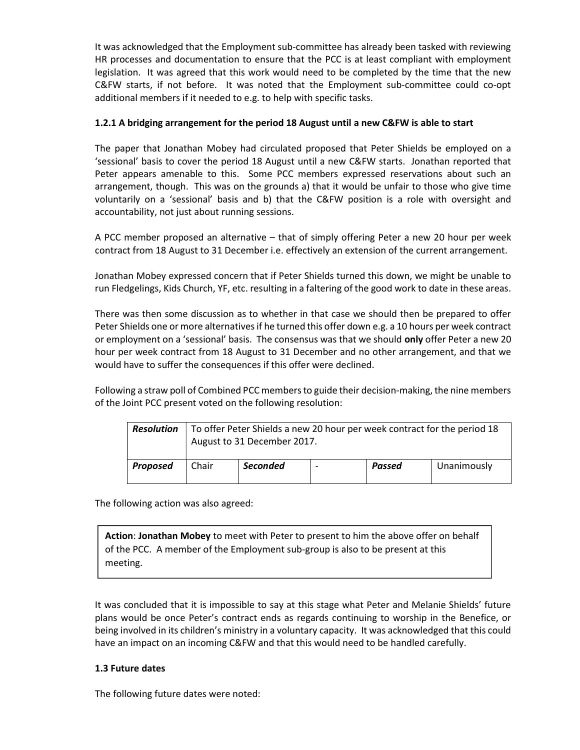It was acknowledged that the Employment sub-committee has already been tasked with reviewing HR processes and documentation to ensure that the PCC is at least compliant with employment legislation. It was agreed that this work would need to be completed by the time that the new C&FW starts, if not before. It was noted that the Employment sub-committee could co-opt additional members if it needed to e.g. to help with specific tasks.

### 1.2.1 A bridging arrangement for the period 18 August until a new C&FW is able to start

The paper that Jonathan Mobey had circulated proposed that Peter Shields be employed on a 'sessional' basis to cover the period 18 August until a new C&FW starts. Jonathan reported that Peter appears amenable to this. Some PCC members expressed reservations about such an arrangement, though. This was on the grounds a) that it would be unfair to those who give time voluntarily on a 'sessional' basis and b) that the C&FW position is a role with oversight and accountability, not just about running sessions.

A PCC member proposed an alternative – that of simply offering Peter a new 20 hour per week contract from 18 August to 31 December i.e. effectively an extension of the current arrangement.

Jonathan Mobey expressed concern that if Peter Shields turned this down, we might be unable to run Fledgelings, Kids Church, YF, etc. resulting in a faltering of the good work to date in these areas.

There was then some discussion as to whether in that case we should then be prepared to offer Peter Shields one or more alternatives if he turned this offer down e.g. a 10 hours per week contract or employment on a 'sessional' basis. The consensus was that we should **only** offer Peter a new 20 hour per week contract from 18 August to 31 December and no other arrangement, and that we would have to suffer the consequences if this offer were declined.

Following a straw poll of Combined PCC members to guide their decision-making, the nine members of the Joint PCC present voted on the following resolution:

| ***Resolution*** | To offer Peter Shields a new 20 hour per week contract for the period 18 August to 31 December 2017. | | | | |
|---|---|---|---|---|---|
| ***Proposed*** | Chair | ***Seconded*** | - | ***Passed*** | Unanimously |

The following action was also agreed:

> **Action**: **Jonathan Mobey** to meet with Peter to present to him the above offer on behalf of the PCC. A member of the Employment sub-group is also to be present at this meeting.

It was concluded that it is impossible to say at this stage what Peter and Melanie Shields' future plans would be once Peter's contract ends as regards continuing to worship in the Benefice, or being involved in its children's ministry in a voluntary capacity. It was acknowledged that this could have an impact on an incoming C&FW and that this would need to be handled carefully.

### 1.3 Future dates

The following future dates were noted: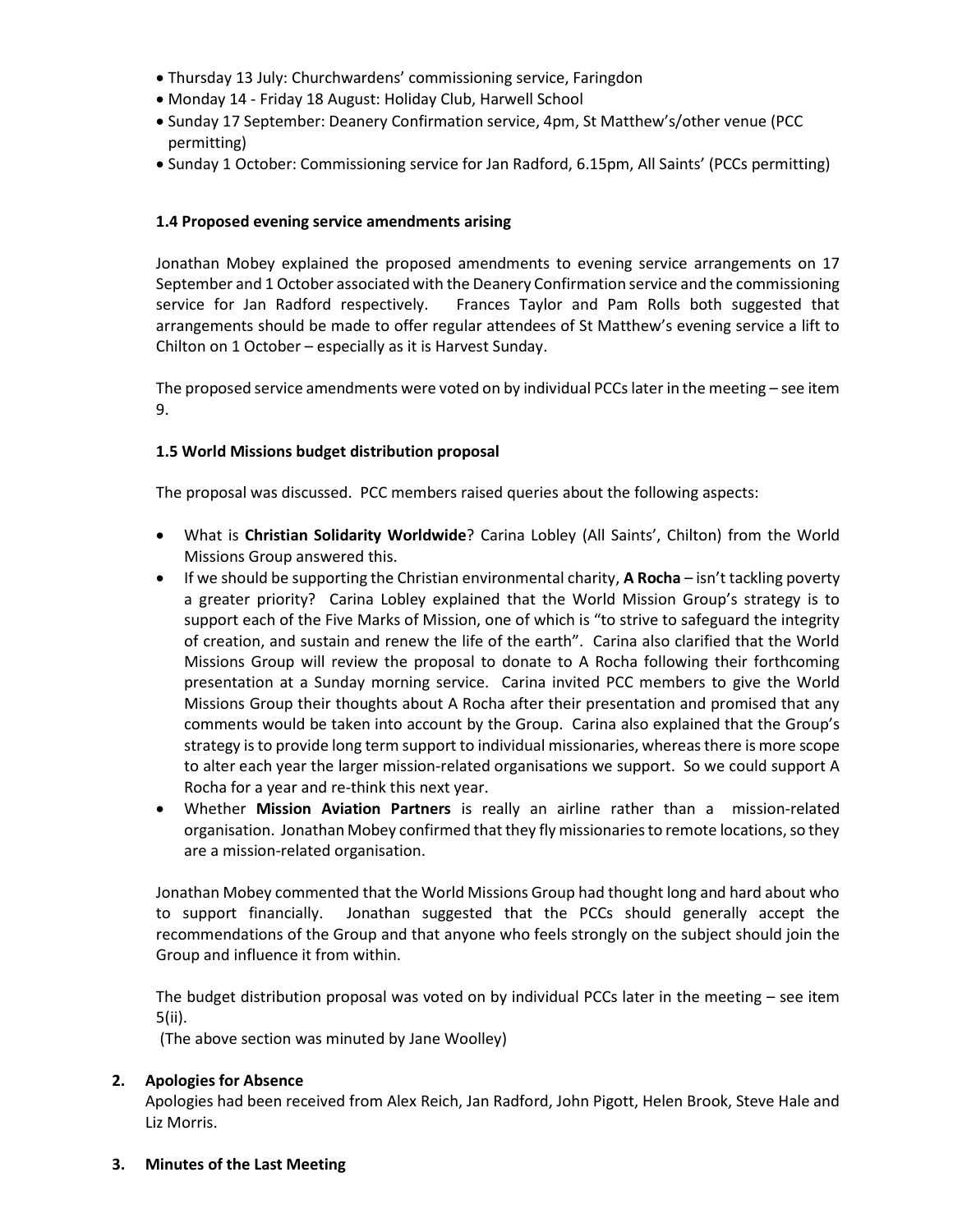- Thursday 13 July: Churchwardens' commissioning service, Faringdon
- Monday 14 - Friday 18 August: Holiday Club, Harwell School
- Sunday 17 September: Deanery Confirmation service, 4pm, St Matthew's/other venue (PCC permitting)
- Sunday 1 October: Commissioning service for Jan Radford, 6.15pm, All Saints' (PCCs permitting)

### 1.4 Proposed evening service amendments arising

Jonathan Mobey explained the proposed amendments to evening service arrangements on 17 September and 1 October associated with the Deanery Confirmation service and the commissioning service for Jan Radford respectively. Frances Taylor and Pam Rolls both suggested that arrangements should be made to offer regular attendees of St Matthew's evening service a lift to Chilton on 1 October – especially as it is Harvest Sunday.

The proposed service amendments were voted on by individual PCCs later in the meeting – see item 9.

### 1.5 World Missions budget distribution proposal

The proposal was discussed. PCC members raised queries about the following aspects:

- What is **Christian Solidarity Worldwide**? Carina Lobley (All Saints', Chilton) from the World Missions Group answered this.
- If we should be supporting the Christian environmental charity, **A Rocha** – isn't tackling poverty a greater priority? Carina Lobley explained that the World Mission Group's strategy is to support each of the Five Marks of Mission, one of which is "to strive to safeguard the integrity of creation, and sustain and renew the life of the earth". Carina also clarified that the World Missions Group will review the proposal to donate to A Rocha following their forthcoming presentation at a Sunday morning service. Carina invited PCC members to give the World Missions Group their thoughts about A Rocha after their presentation and promised that any comments would be taken into account by the Group. Carina also explained that the Group's strategy is to provide long term support to individual missionaries, whereas there is more scope to alter each year the larger mission-related organisations we support. So we could support A Rocha for a year and re-think this next year.
- Whether **Mission Aviation Partners** is really an airline rather than a mission-related organisation. Jonathan Mobey confirmed that they fly missionaries to remote locations, so they are a mission-related organisation.

Jonathan Mobey commented that the World Missions Group had thought long and hard about who to support financially. Jonathan suggested that the PCCs should generally accept the recommendations of the Group and that anyone who feels strongly on the subject should join the Group and influence it from within.

The budget distribution proposal was voted on by individual PCCs later in the meeting – see item 5(ii).

(The above section was minuted by Jane Woolley)

## 2. Apologies for Absence

Apologies had been received from Alex Reich, Jan Radford, John Pigott, Helen Brook, Steve Hale and Liz Morris.

## 3. Minutes of the Last Meeting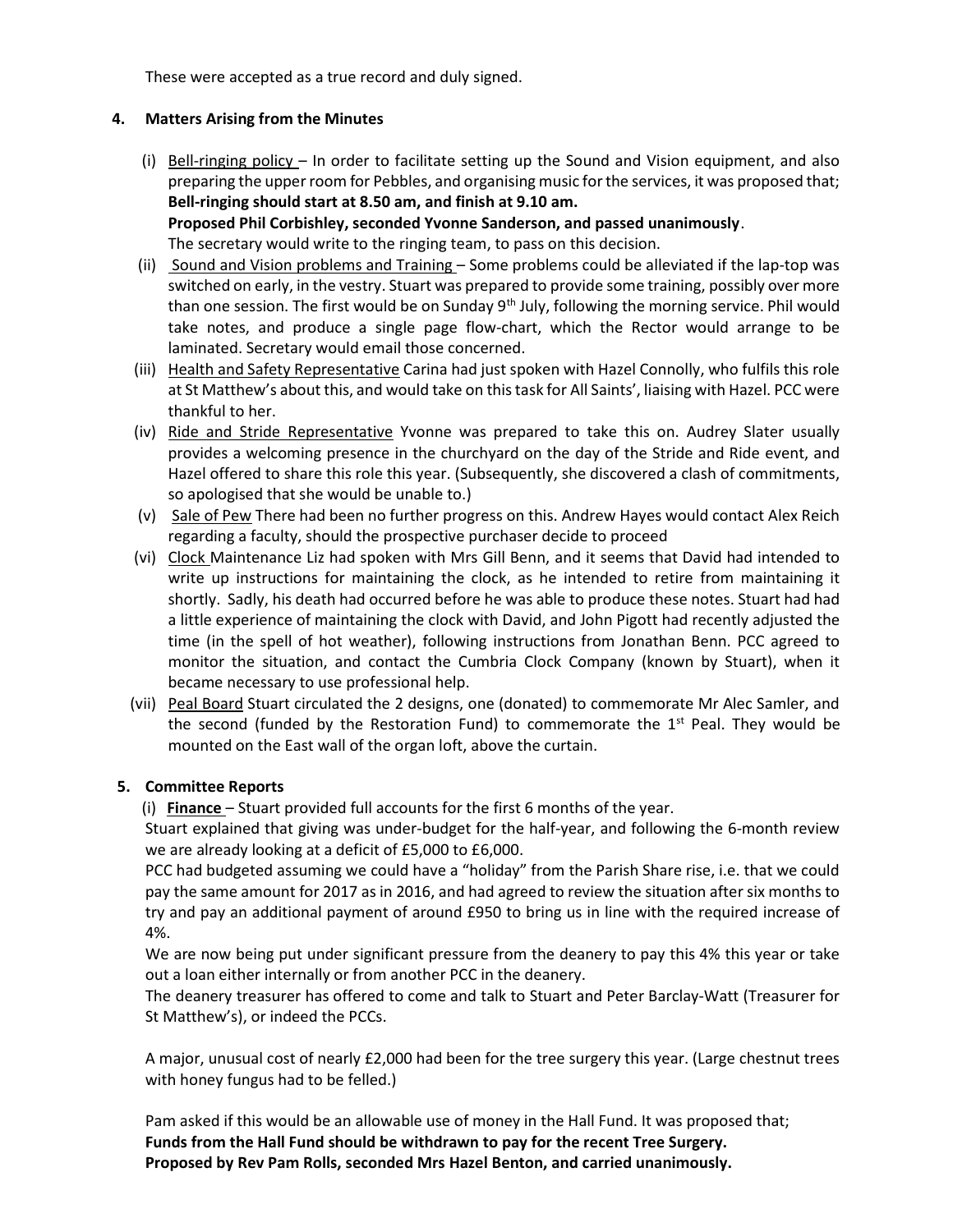These were accepted as a true record and duly signed.

**4. Matters Arising from the Minutes**

(i) Bell-ringing policy – In order to facilitate setting up the Sound and Vision equipment, and also preparing the upper room for Pebbles, and organising music for the services, it was proposed that; **Bell-ringing should start at 8.50 am, and finish at 9.10 am.**
**Proposed Phil Corbishley, seconded Yvonne Sanderson, and passed unanimously**.
The secretary would write to the ringing team, to pass on this decision.

(ii) Sound and Vision problems and Training – Some problems could be alleviated if the lap-top was switched on early, in the vestry. Stuart was prepared to provide some training, possibly over more than one session. The first would be on Sunday 9th July, following the morning service. Phil would take notes, and produce a single page flow-chart, which the Rector would arrange to be laminated. Secretary would email those concerned.

(iii) Health and Safety Representative Carina had just spoken with Hazel Connolly, who fulfils this role at St Matthew's about this, and would take on this task for All Saints', liaising with Hazel. PCC were thankful to her.

(iv) Ride and Stride Representative Yvonne was prepared to take this on. Audrey Slater usually provides a welcoming presence in the churchyard on the day of the Stride and Ride event, and Hazel offered to share this role this year. (Subsequently, she discovered a clash of commitments, so apologised that she would be unable to.)

(v) Sale of Pew There had been no further progress on this. Andrew Hayes would contact Alex Reich regarding a faculty, should the prospective purchaser decide to proceed

(vi) Clock Maintenance Liz had spoken with Mrs Gill Benn, and it seems that David had intended to write up instructions for maintaining the clock, as he intended to retire from maintaining it shortly. Sadly, his death had occurred before he was able to produce these notes. Stuart had had a little experience of maintaining the clock with David, and John Pigott had recently adjusted the time (in the spell of hot weather), following instructions from Jonathan Benn. PCC agreed to monitor the situation, and contact the Cumbria Clock Company (known by Stuart), when it became necessary to use professional help.

(vii) Peal Board Stuart circulated the 2 designs, one (donated) to commemorate Mr Alec Samler, and the second (funded by the Restoration Fund) to commemorate the 1st Peal. They would be mounted on the East wall of the organ loft, above the curtain.

**5. Committee Reports**

(i) **Finance** – Stuart provided full accounts for the first 6 months of the year.

Stuart explained that giving was under-budget for the half-year, and following the 6-month review we are already looking at a deficit of £5,000 to £6,000.

PCC had budgeted assuming we could have a "holiday" from the Parish Share rise, i.e. that we could pay the same amount for 2017 as in 2016, and had agreed to review the situation after six months to try and pay an additional payment of around £950 to bring us in line with the required increase of 4%.

We are now being put under significant pressure from the deanery to pay this 4% this year or take out a loan either internally or from another PCC in the deanery.

The deanery treasurer has offered to come and talk to Stuart and Peter Barclay-Watt (Treasurer for St Matthew's), or indeed the PCCs.

A major, unusual cost of nearly £2,000 had been for the tree surgery this year. (Large chestnut trees with honey fungus had to be felled.)

Pam asked if this would be an allowable use of money in the Hall Fund. It was proposed that;
**Funds from the Hall Fund should be withdrawn to pay for the recent Tree Surgery.**
**Proposed by Rev Pam Rolls, seconded Mrs Hazel Benton, and carried unanimously.**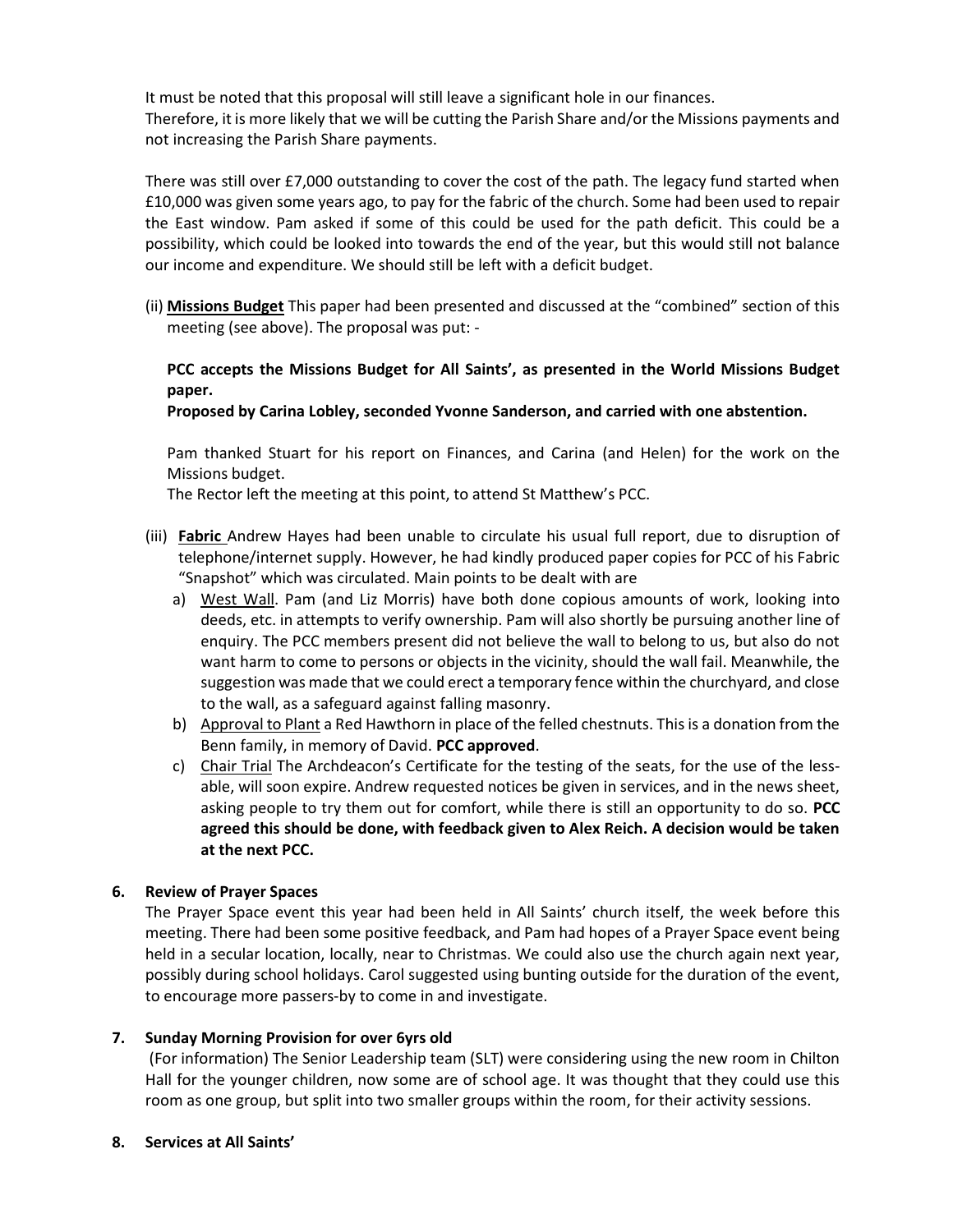It must be noted that this proposal will still leave a significant hole in our finances.
Therefore, it is more likely that we will be cutting the Parish Share and/or the Missions payments and not increasing the Parish Share payments.

There was still over £7,000 outstanding to cover the cost of the path. The legacy fund started when £10,000 was given some years ago, to pay for the fabric of the church. Some had been used to repair the East window. Pam asked if some of this could be used for the path deficit. This could be a possibility, which could be looked into towards the end of the year, but this would still not balance our income and expenditure. We should still be left with a deficit budget.

(ii) **Missions Budget** This paper had been presented and discussed at the "combined" section of this meeting (see above). The proposal was put: -

**PCC accepts the Missions Budget for All Saints', as presented in the World Missions Budget paper.**
**Proposed by Carina Lobley, seconded Yvonne Sanderson, and carried with one abstention.**

Pam thanked Stuart for his report on Finances, and Carina (and Helen) for the work on the Missions budget.
The Rector left the meeting at this point, to attend St Matthew's PCC.

(iii) **Fabric** Andrew Hayes had been unable to circulate his usual full report, due to disruption of telephone/internet supply. However, he had kindly produced paper copies for PCC of his Fabric "Snapshot" which was circulated. Main points to be dealt with are

a) West Wall. Pam (and Liz Morris) have both done copious amounts of work, looking into deeds, etc. in attempts to verify ownership. Pam will also shortly be pursuing another line of enquiry. The PCC members present did not believe the wall to belong to us, but also do not want harm to come to persons or objects in the vicinity, should the wall fail. Meanwhile, the suggestion was made that we could erect a temporary fence within the churchyard, and close to the wall, as a safeguard against falling masonry.

b) Approval to Plant a Red Hawthorn in place of the felled chestnuts. This is a donation from the Benn family, in memory of David. **PCC approved**.

c) Chair Trial The Archdeacon's Certificate for the testing of the seats, for the use of the less-able, will soon expire. Andrew requested notices be given in services, and in the news sheet, asking people to try them out for comfort, while there is still an opportunity to do so. **PCC agreed this should be done, with feedback given to Alex Reich. A decision would be taken at the next PCC.**

## 6. Review of Prayer Spaces

The Prayer Space event this year had been held in All Saints' church itself, the week before this meeting. There had been some positive feedback, and Pam had hopes of a Prayer Space event being held in a secular location, locally, near to Christmas. We could also use the church again next year, possibly during school holidays. Carol suggested using bunting outside for the duration of the event, to encourage more passers-by to come in and investigate.

## 7. Sunday Morning Provision for over 6yrs old

(For information) The Senior Leadership team (SLT) were considering using the new room in Chilton Hall for the younger children, now some are of school age. It was thought that they could use this room as one group, but split into two smaller groups within the room, for their activity sessions.

## 8. Services at All Saints'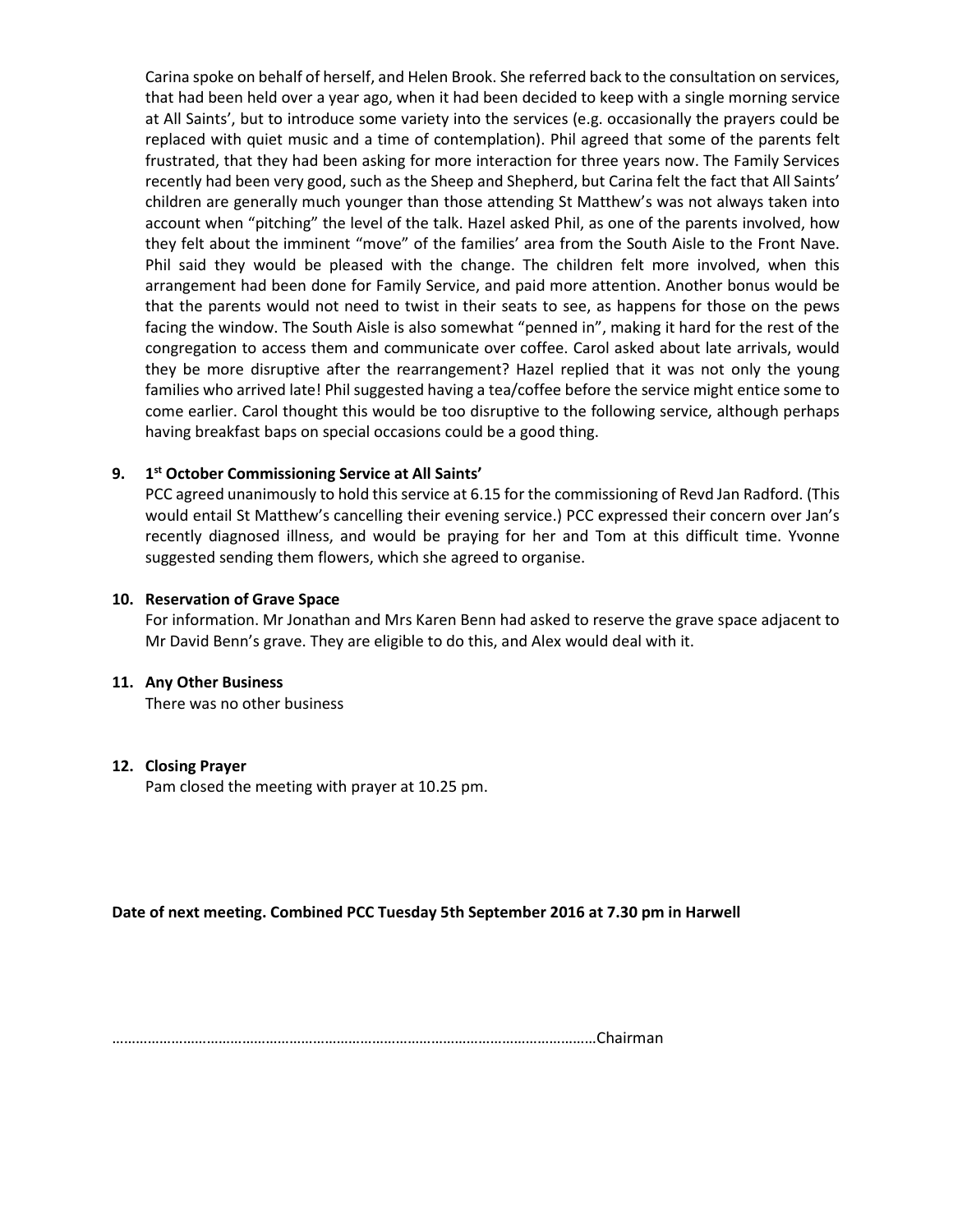Carina spoke on behalf of herself, and Helen Brook. She referred back to the consultation on services, that had been held over a year ago, when it had been decided to keep with a single morning service at All Saints', but to introduce some variety into the services (e.g. occasionally the prayers could be replaced with quiet music and a time of contemplation). Phil agreed that some of the parents felt frustrated, that they had been asking for more interaction for three years now. The Family Services recently had been very good, such as the Sheep and Shepherd, but Carina felt the fact that All Saints' children are generally much younger than those attending St Matthew's was not always taken into account when "pitching" the level of the talk. Hazel asked Phil, as one of the parents involved, how they felt about the imminent "move" of the families' area from the South Aisle to the Front Nave. Phil said they would be pleased with the change. The children felt more involved, when this arrangement had been done for Family Service, and paid more attention. Another bonus would be that the parents would not need to twist in their seats to see, as happens for those on the pews facing the window. The South Aisle is also somewhat "penned in", making it hard for the rest of the congregation to access them and communicate over coffee. Carol asked about late arrivals, would they be more disruptive after the rearrangement? Hazel replied that it was not only the young families who arrived late! Phil suggested having a tea/coffee before the service might entice some to come earlier. Carol thought this would be too disruptive to the following service, although perhaps having breakfast baps on special occasions could be a good thing.

**9. 1st October Commissioning Service at All Saints'**

PCC agreed unanimously to hold this service at 6.15 for the commissioning of Revd Jan Radford. (This would entail St Matthew's cancelling their evening service.) PCC expressed their concern over Jan's recently diagnosed illness, and would be praying for her and Tom at this difficult time. Yvonne suggested sending them flowers, which she agreed to organise.

**10. Reservation of Grave Space**

For information. Mr Jonathan and Mrs Karen Benn had asked to reserve the grave space adjacent to Mr David Benn's grave. They are eligible to do this, and Alex would deal with it.

**11. Any Other Business**

There was no other business

**12. Closing Prayer**

Pam closed the meeting with prayer at 10.25 pm.

**Date of next meeting. Combined PCC Tuesday 5th September 2016 at 7.30 pm in Harwell**

………………………………………………………………………………………………………………Chairman